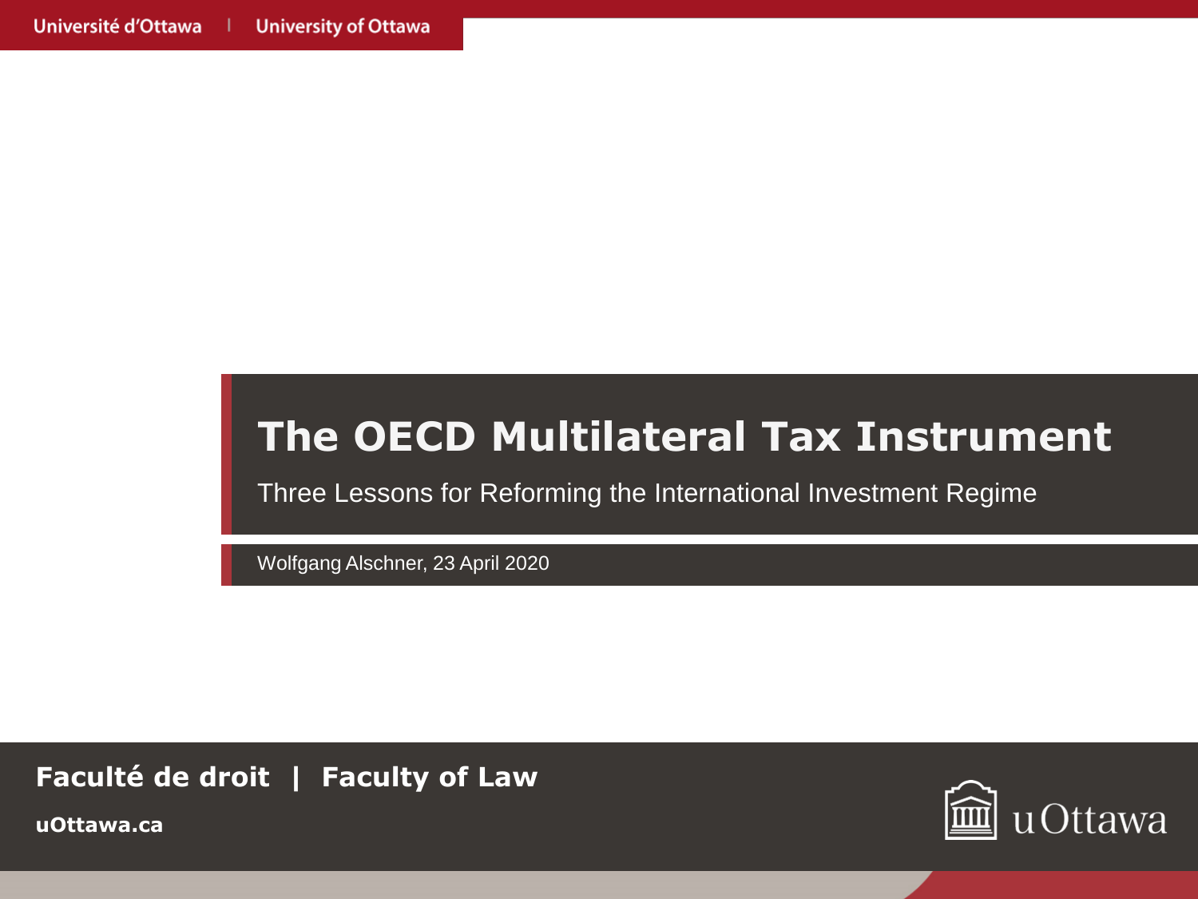# The OECD Multilateral Tax Instrument

Three Lessons for Reforming the International Investment Regime

Wolfgang Alschner, 23 April 2020

**Faculté de droit | Faculty of Law**

**uOttawa.ca**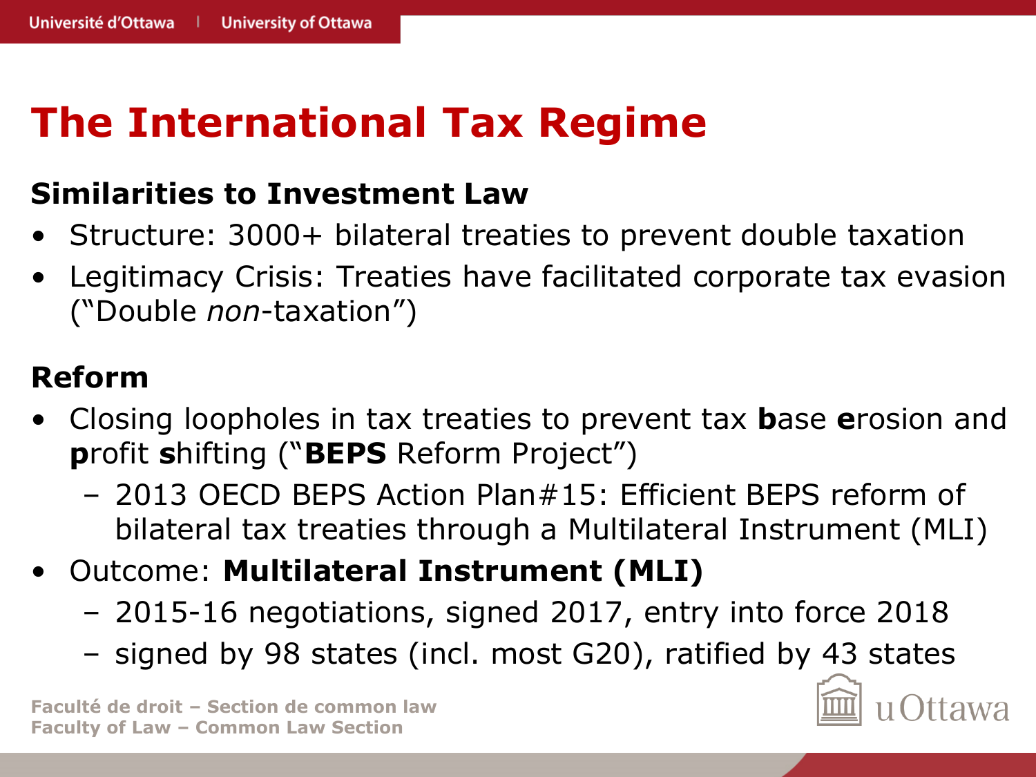# The International Tax Regime

## Similarities to Investment Law

- Structure: 3000+ bilateral treaties to prevent double taxation
- Legitimacy Crisis: Treaties have facilitated corporate tax evasion ("Double *non*-taxation")

## Reform

- Closing loopholes in tax treaties to prevent tax **b**ase **e**rosion and **p**rofit **s**hifting ("**BEPS** Reform Project")
  - 2013 OECD BEPS Action Plan#15: Efficient BEPS reform of bilateral tax treaties through a Multilateral Instrument (MLI)
- Outcome: **Multilateral Instrument (MLI)**
  - 2015-16 negotiations, signed 2017, entry into force 2018
  - signed by 98 states (incl. most G20), ratified by 43 states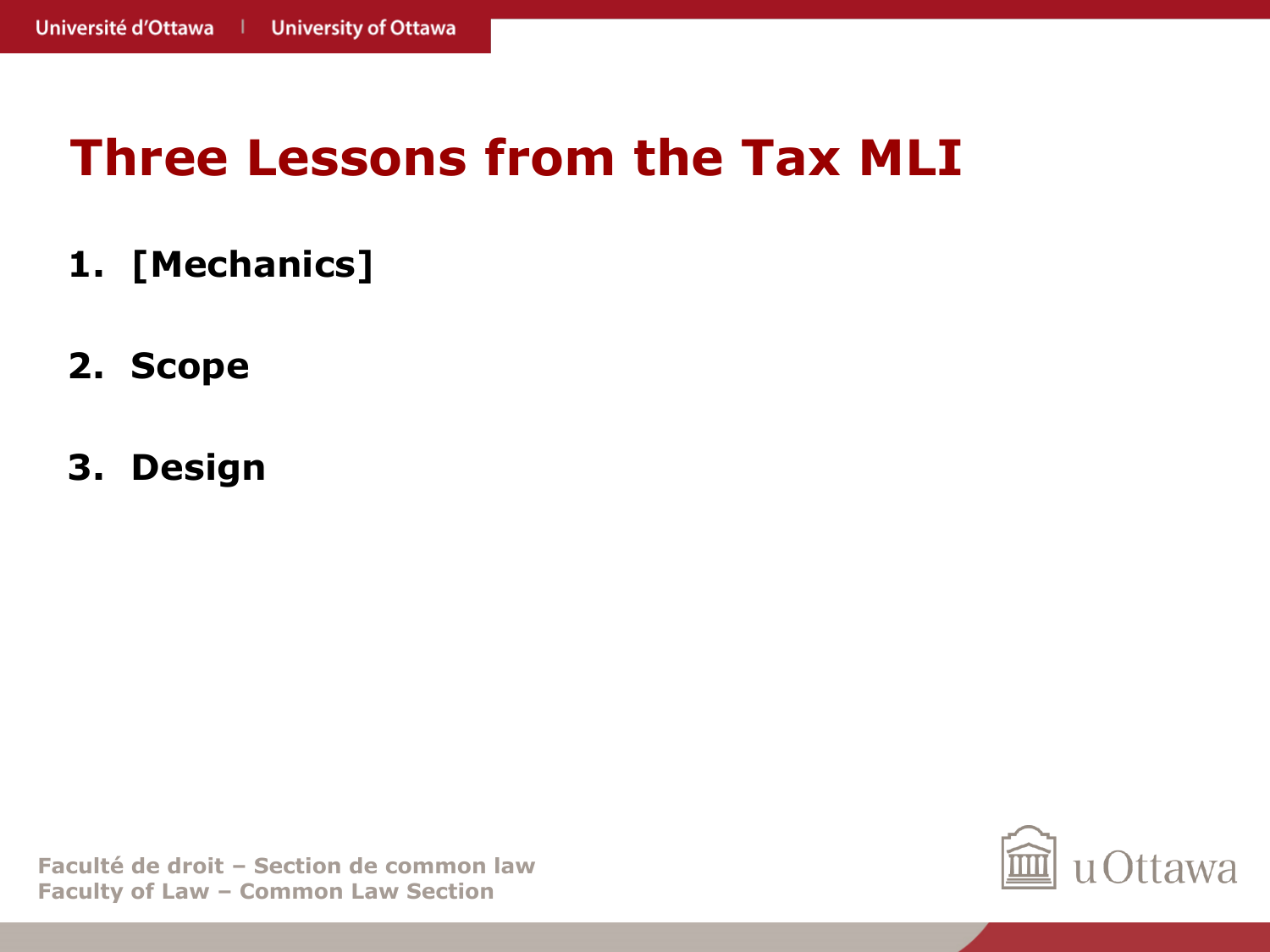# Three Lessons from the Tax MLI

1. **[Mechanics]**

2. **Scope**

3. **Design**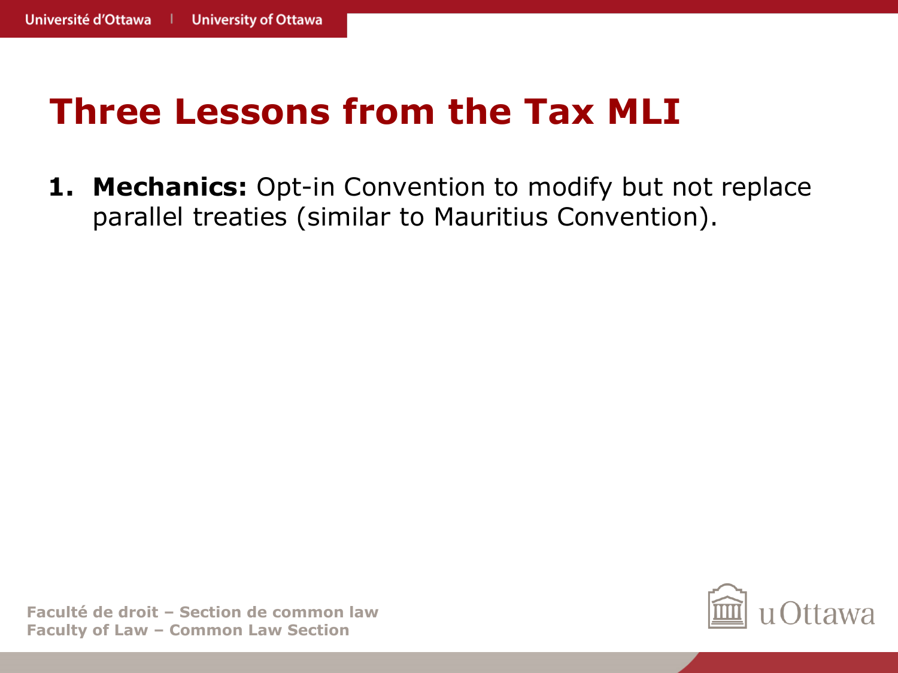# Three Lessons from the Tax MLI

1. **Mechanics:** Opt-in Convention to modify but not replace parallel treaties (similar to Mauritius Convention).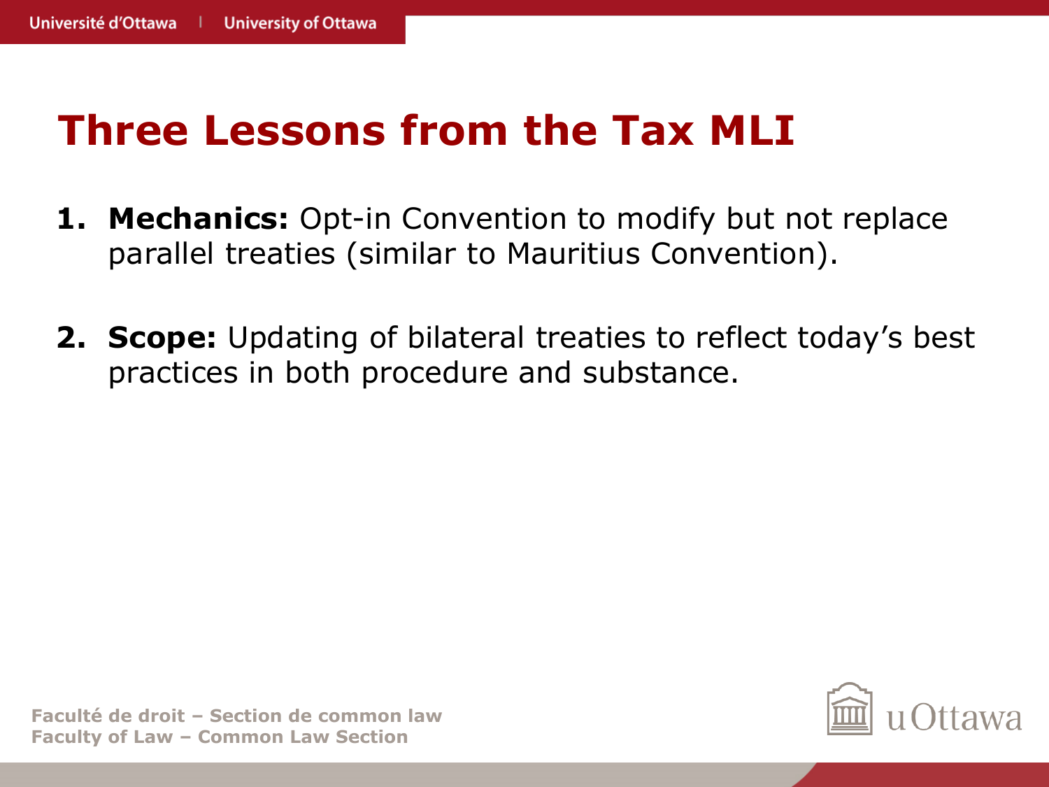# Three Lessons from the Tax MLI

1. **Mechanics:** Opt-in Convention to modify but not replace parallel treaties (similar to Mauritius Convention).

2. **Scope:** Updating of bilateral treaties to reflect today's best practices in both procedure and substance.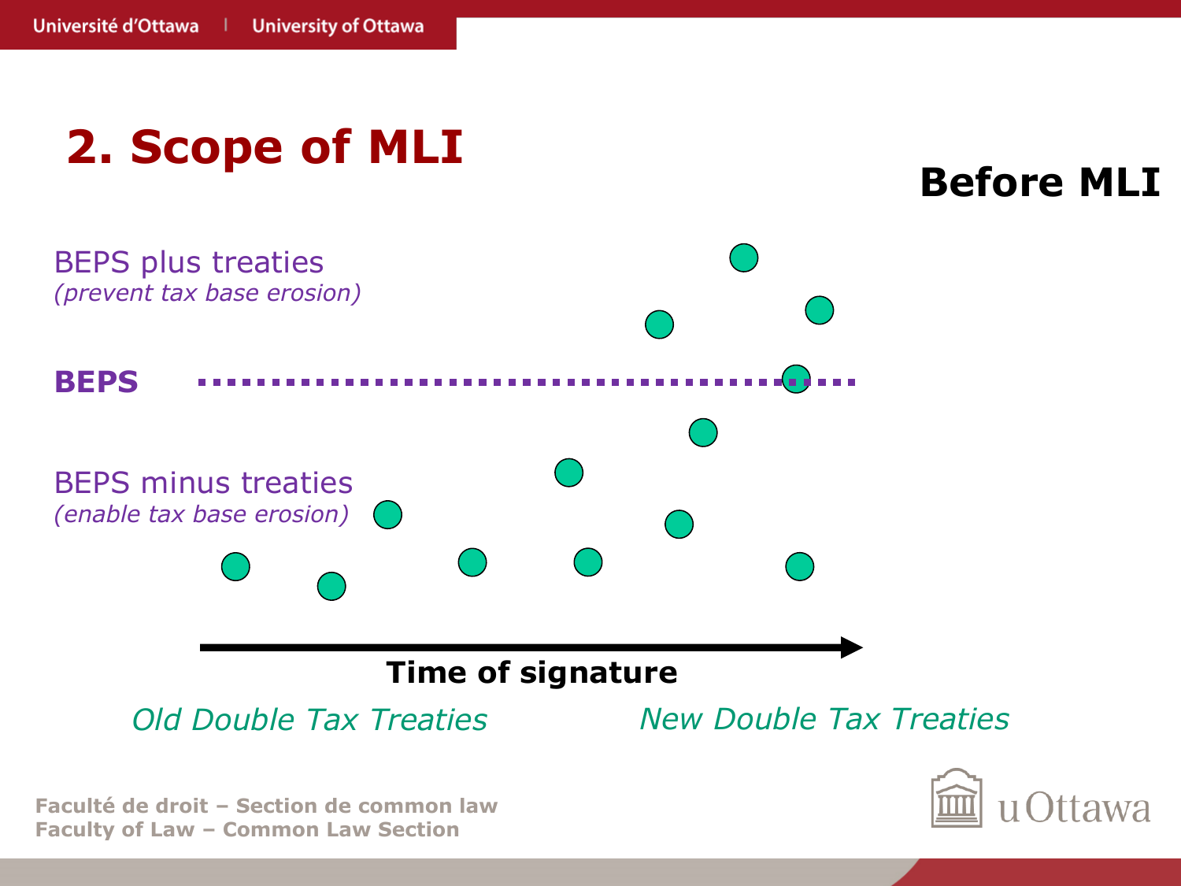# 2. Scope of MLI

**Before MLI**

BEPS plus treaties
*(prevent tax base erosion)*

**BEPS**

BEPS minus treaties
*(enable tax base erosion)*

**Time of signature**

*Old Double Tax Treaties*

*New Double Tax Treaties*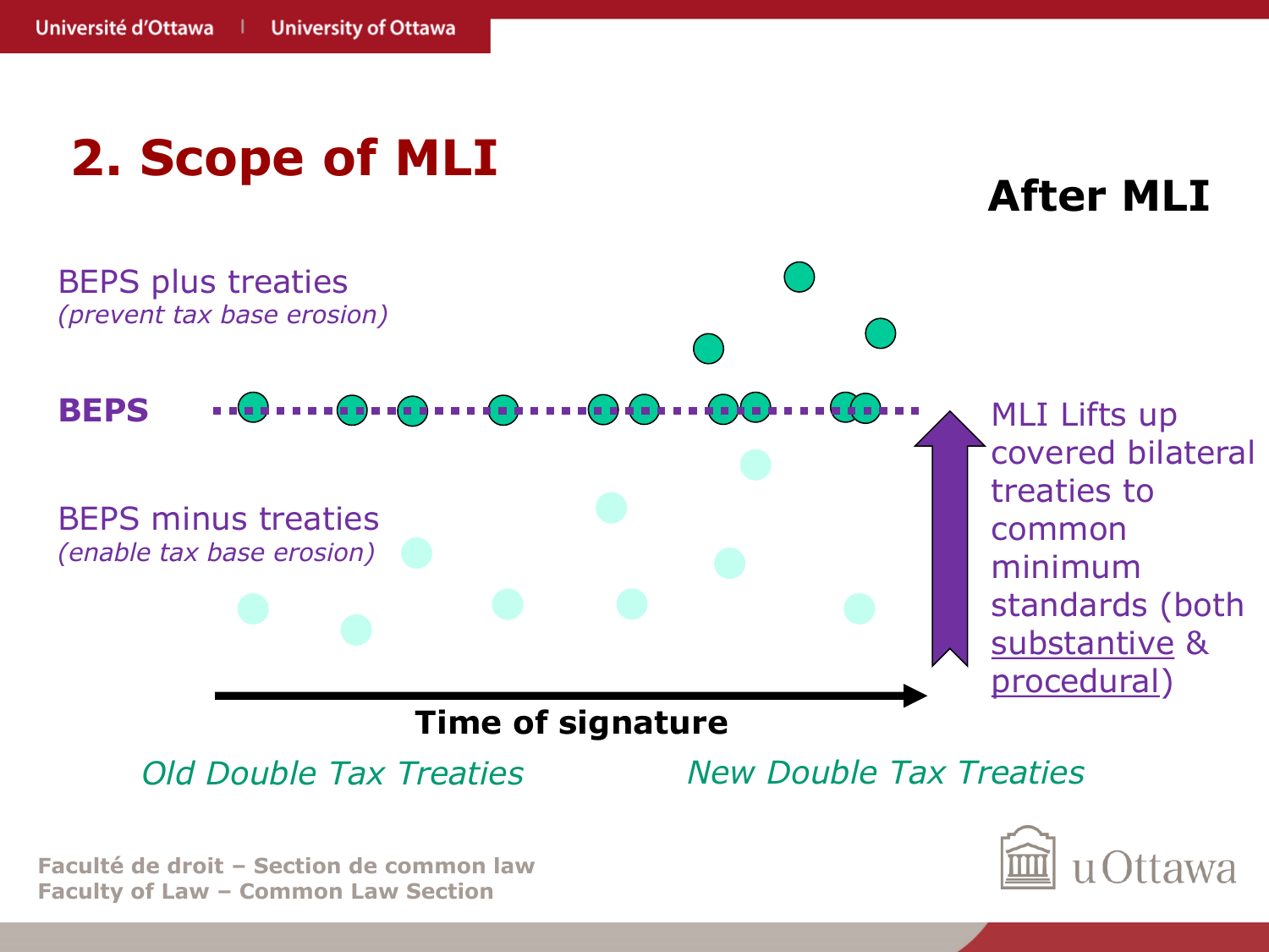## 2. Scope of MLI

**After MLI**

BEPS plus treaties
*(prevent tax base erosion)*

**BEPS**

BEPS minus treaties
*(enable tax base erosion)*

MLI Lifts up covered bilateral treaties to common minimum standards (both substantive & procedural)

**Time of signature**

*Old Double Tax Treaties*

*New Double Tax Treaties*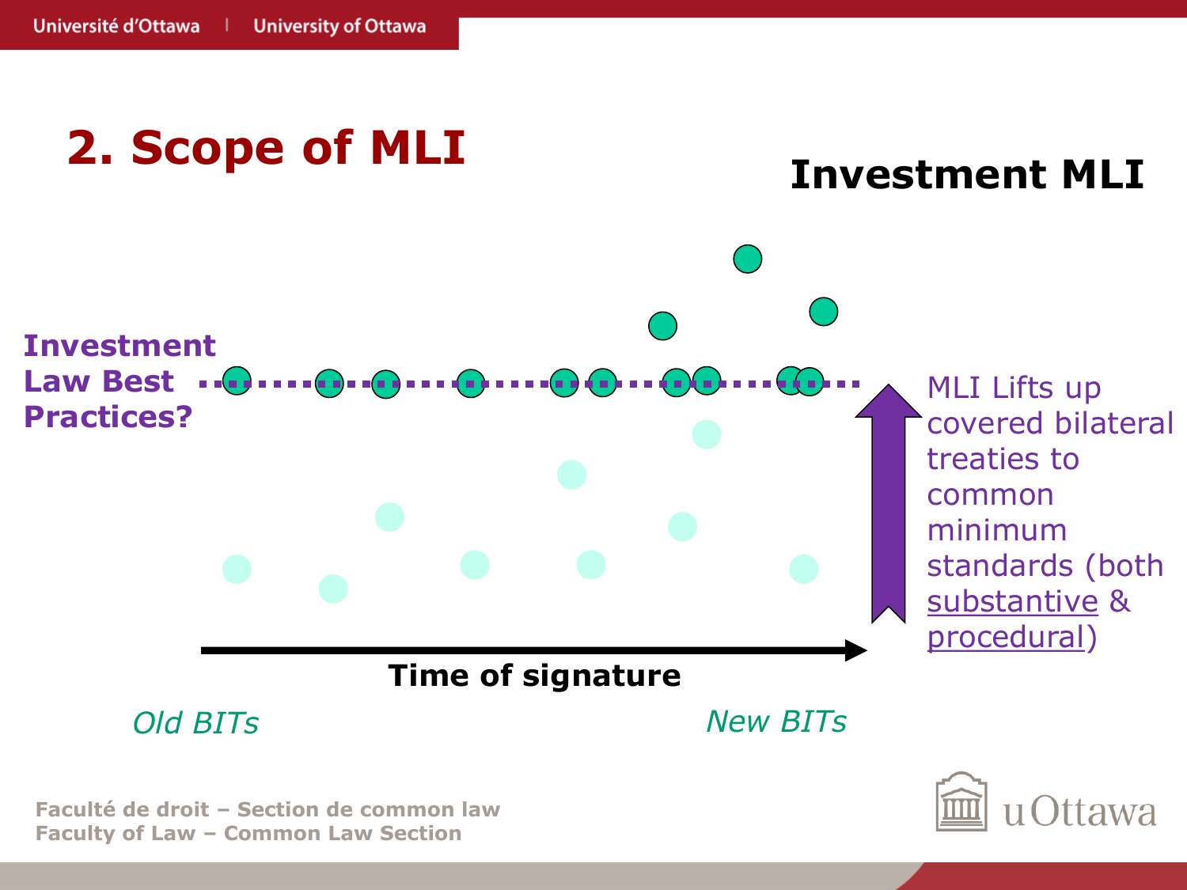## 2. Scope of MLI

### Investment MLI

**Investment Law Best Practices?**

MLI Lifts up covered bilateral treaties to common minimum standards (both substantive & procedural)

**Time of signature**

*Old BITs*

*New BITs*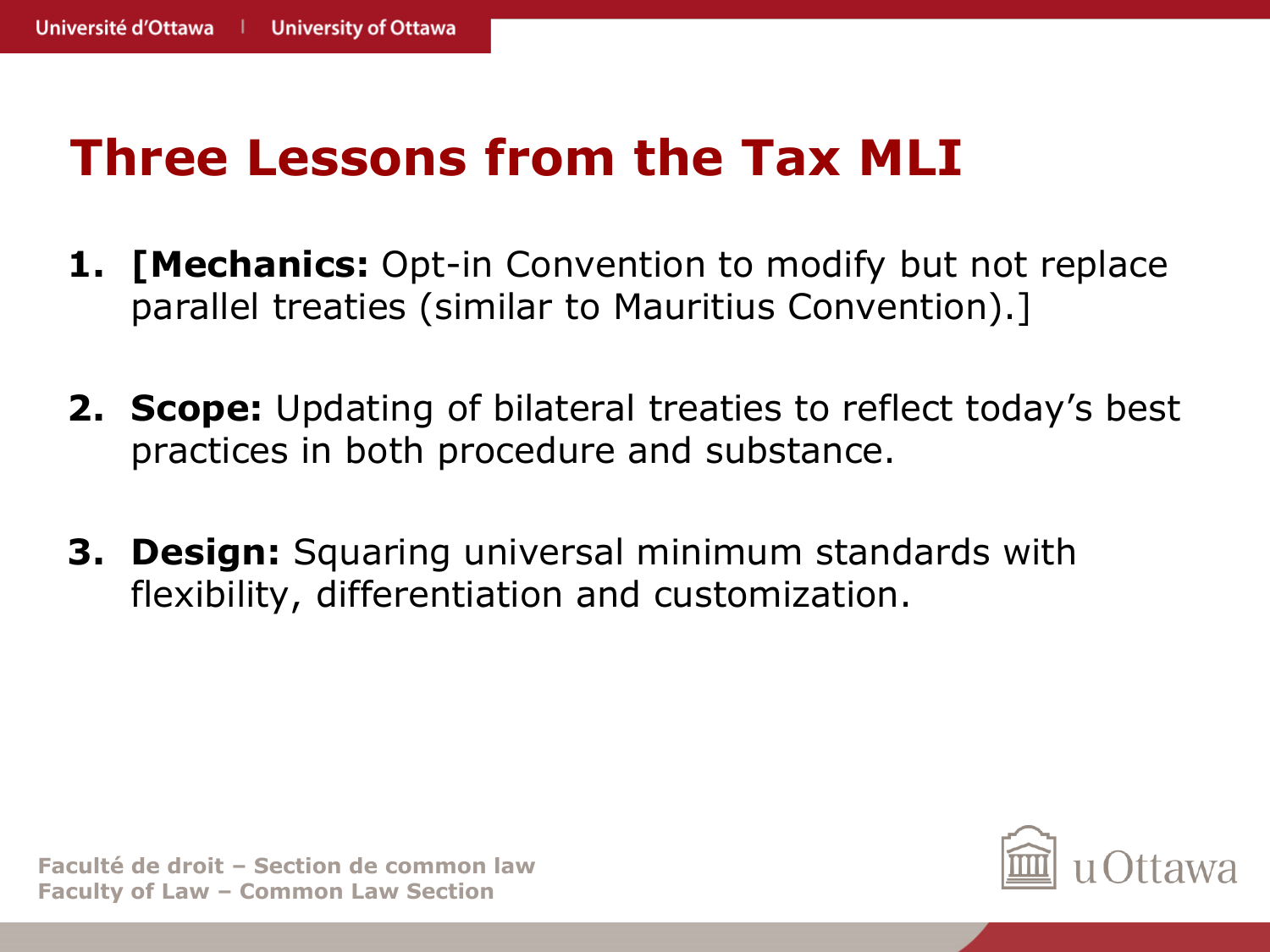# Three Lessons from the Tax MLI

1. **[Mechanics:** Opt-in Convention to modify but not replace parallel treaties (similar to Mauritius Convention).]

2. **Scope:** Updating of bilateral treaties to reflect today's best practices in both procedure and substance.

3. **Design:** Squaring universal minimum standards with flexibility, differentiation and customization.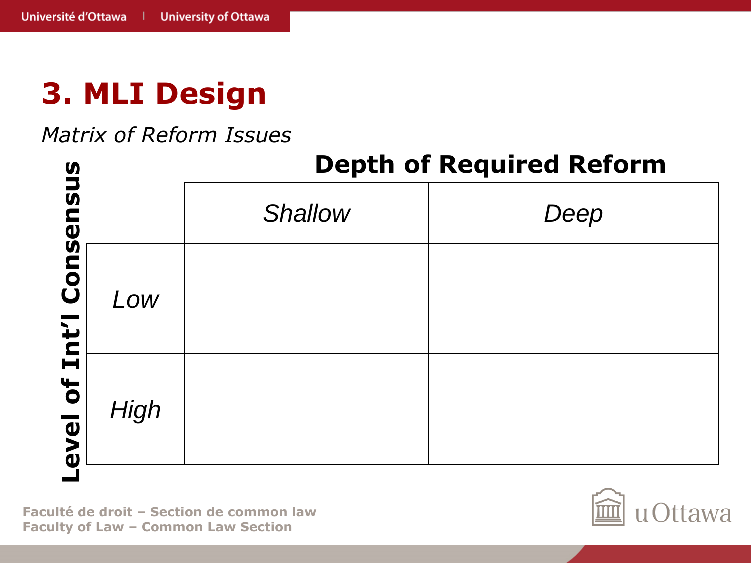# 3. MLI Design

*Matrix of Reform Issues*

| **Level of Int'l Consensus** | **Depth of Required Reform** | |
|---|---|---|
| | *Shallow* | *Deep* |
| *Low* | | |
| *High* | | |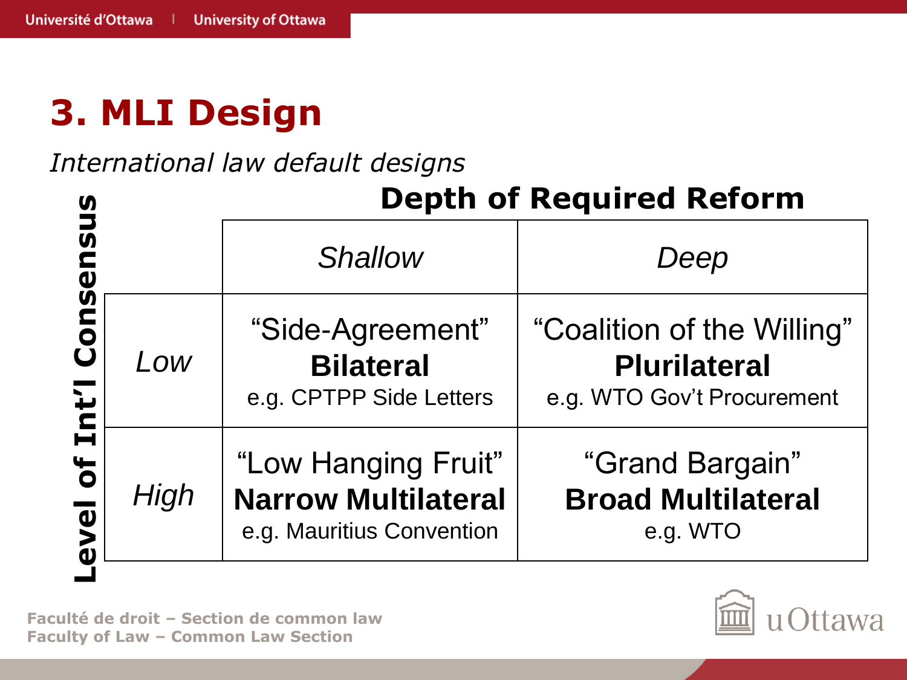# 3. MLI Design

*International law default designs*

| Level of Int'l Consensus | Depth of Required Reform: *Shallow* | Depth of Required Reform: *Deep* |
|---|---|---|
| *Low* | "Side-Agreement" **Bilateral** e.g. CPTPP Side Letters | "Coalition of the Willing" **Plurilateral** e.g. WTO Gov't Procurement |
| *High* | "Low Hanging Fruit" **Narrow Multilateral** e.g. Mauritius Convention | "Grand Bargain" **Broad Multilateral** e.g. WTO |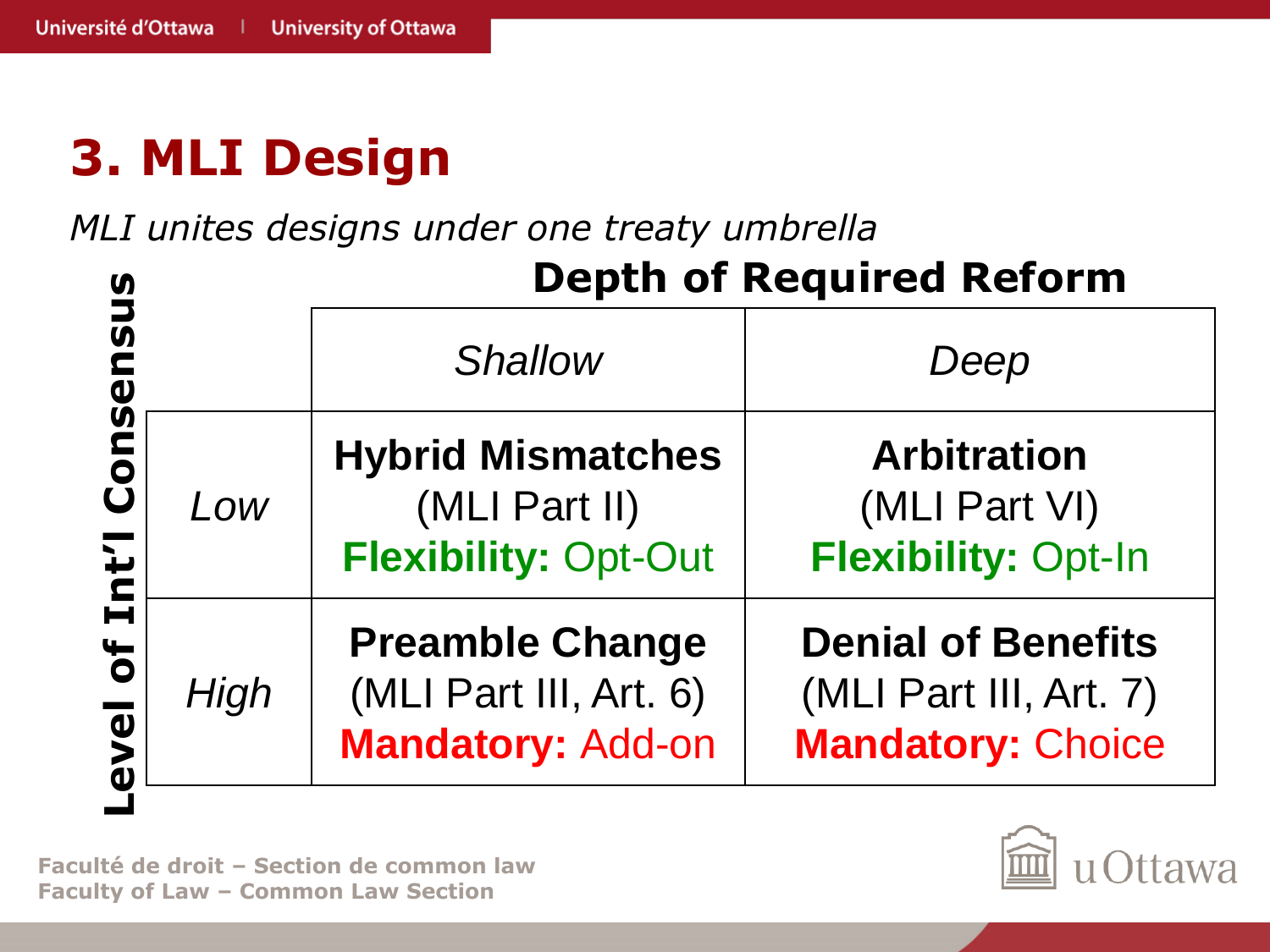# 3. MLI Design

*MLI unites designs under one treaty umbrella*

**Depth of Required Reform**

| **Level of Int'l Consensus** | *Shallow* | *Deep* |
| --- | --- | --- |
| *Low* | **Hybrid Mismatches** (MLI Part II) **Flexibility:** Opt-Out | **Arbitration** (MLI Part VI) **Flexibility:** Opt-In |
| *High* | **Preamble Change** (MLI Part III, Art. 6) **Mandatory:** Add-on | **Denial of Benefits** (MLI Part III, Art. 7) **Mandatory:** Choice |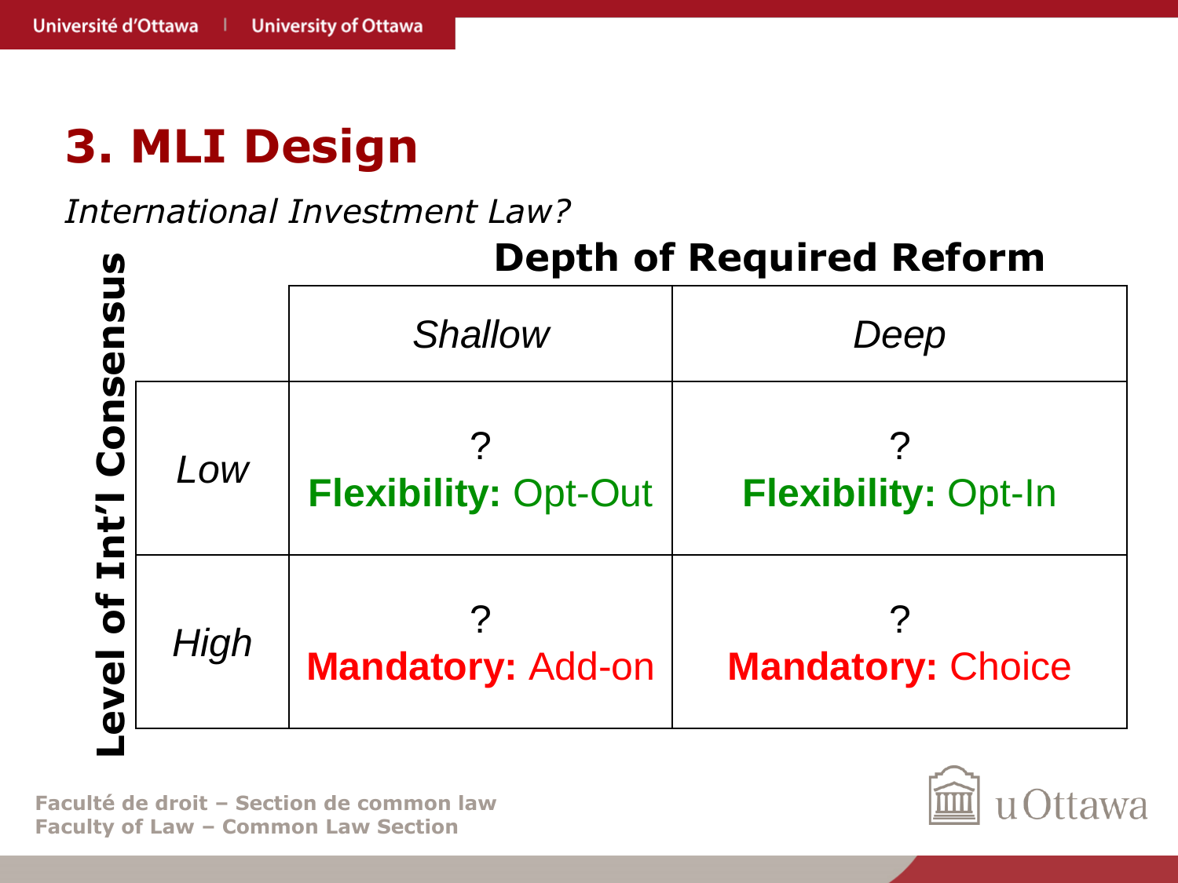# 3. MLI Design

*International Investment Law?*

| **Level of Int'l Consensus** | **Depth of Required Reform** | |
|---|---|---|
| | *Shallow* | *Deep* |
| *Low* | ? **Flexibility:** Opt-Out | ? **Flexibility:** Opt-In |
| *High* | ? **Mandatory:** Add-on | ? **Mandatory:** Choice |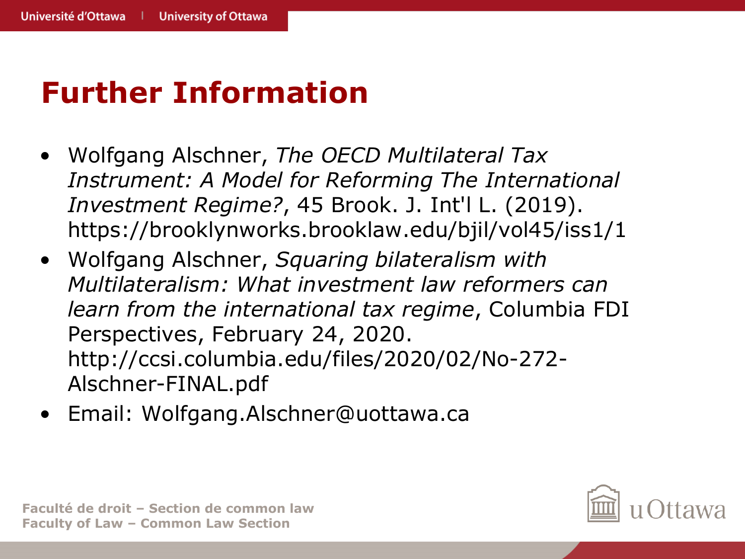# Further Information

- Wolfgang Alschner, *The OECD Multilateral Tax Instrument: A Model for Reforming The International Investment Regime?*, 45 Brook. J. Int'l L. (2019). https://brooklynworks.brooklaw.edu/bjil/vol45/iss1/1
- Wolfgang Alschner, *Squaring bilateralism with Multilateralism: What investment law reformers can learn from the international tax regime*, Columbia FDI Perspectives, February 24, 2020. http://ccsi.columbia.edu/files/2020/02/No-272-Alschner-FINAL.pdf
- Email: Wolfgang.Alschner@uottawa.ca